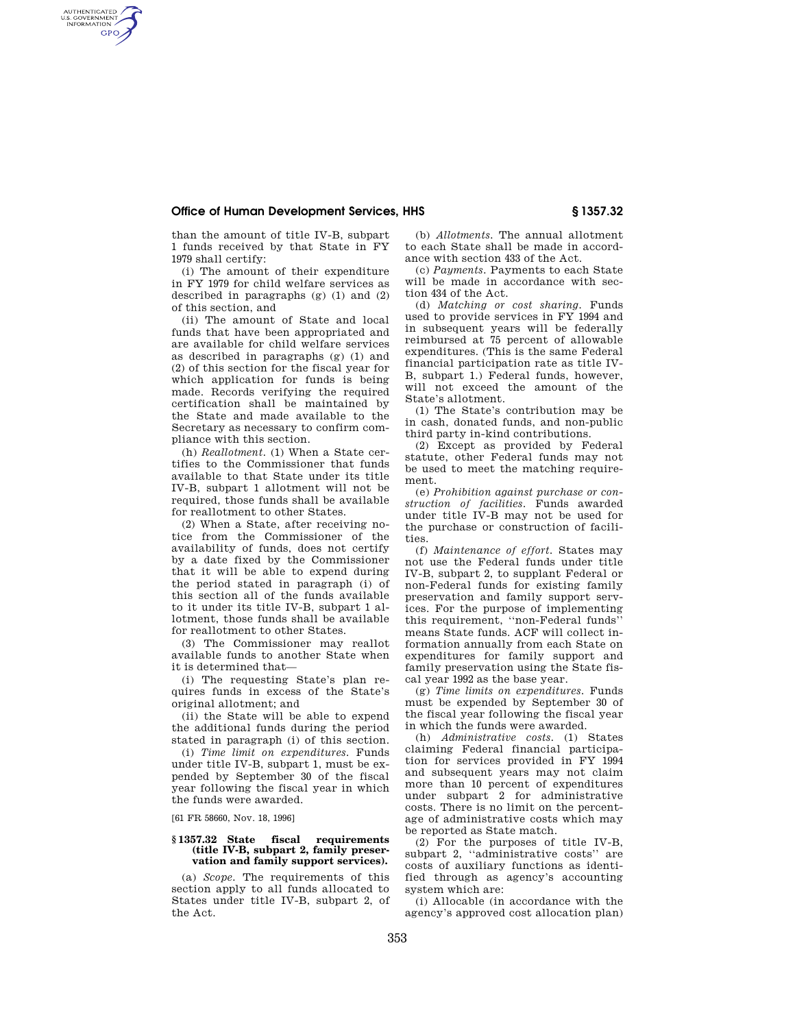than the amount of title IV-B, subpart 1 funds received by that State in FY 1979 shall certify:

(i) The amount of their expenditure in FY 1979 for child welfare services as described in paragraphs (g) (1) and (2) of this section, and

(ii) The amount of State and local funds that have been appropriated and are available for child welfare services as described in paragraphs (g) (1) and (2) of this section for the fiscal year for which application for funds is being made. Records verifying the required certification shall be maintained by the State and made available to the Secretary as necessary to confirm compliance with this section.

(h) *Reallotment.* (1) When a State certifies to the Commissioner that funds available to that State under its title IV-B, subpart 1 allotment will not be required, those funds shall be available for reallotment to other States.

(2) When a State, after receiving notice from the Commissioner of the availability of funds, does not certify by a date fixed by the Commissioner that it will be able to expend during the period stated in paragraph (i) of this section all of the funds available to it under its title IV-B, subpart 1 allotment, those funds shall be available for reallotment to other States.

(3) The Commissioner may reallot available funds to another State when it is determined that—

(i) The requesting State's plan requires funds in excess of the State's original allotment; and

(ii) the State will be able to expend the additional funds during the period stated in paragraph (i) of this section.

(i) *Time limit on expenditures.* Funds under title IV-B, subpart 1, must be expended by September 30 of the fiscal year following the fiscal year in which the funds were awarded.

[61 FR 58660, Nov. 18, 1996]

### § 1357.32 State fiscal requirements (title IV-B, subpart 2, family preservation and family support services).

(a) *Scope.* The requirements of this section apply to all funds allocated to States under title IV-B, subpart 2, of the Act.

(b) *Allotments.* The annual allotment to each State shall be made in accordance with section 433 of the Act.

(c) *Payments.* Payments to each State will be made in accordance with section 434 of the Act.

(d) *Matching or cost sharing.* Funds used to provide services in FY 1994 and in subsequent years will be federally reimbursed at 75 percent of allowable expenditures. (This is the same Federal financial participation rate as title IV-B, subpart 1.) Federal funds, however, will not exceed the amount of the State's allotment.

(1) The State's contribution may be in cash, donated funds, and non-public third party in-kind contributions.

(2) Except as provided by Federal statute, other Federal funds may not be used to meet the matching requirement.

(e) *Prohibition against purchase or construction of facilities.* Funds awarded under title IV-B may not be used for the purchase or construction of facilities.

(f) *Maintenance of effort.* States may not use the Federal funds under title IV-B, subpart 2, to supplant Federal or non-Federal funds for existing family preservation and family support services. For the purpose of implementing this requirement, ''non-Federal funds'' means State funds. ACF will collect information annually from each State on expenditures for family support and family preservation using the State fiscal year 1992 as the base year.

(g) *Time limits on expenditures.* Funds must be expended by September 30 of the fiscal year following the fiscal year in which the funds were awarded.

(h) *Administrative costs.* (1) States claiming Federal financial participation for services provided in FY 1994 and subsequent years may not claim more than 10 percent of expenditures under subpart 2 for administrative costs. There is no limit on the percentage of administrative costs which may be reported as State match.

(2) For the purposes of title IV-B, subpart 2, ''administrative costs'' are costs of auxiliary functions as identified through as agency's accounting system which are:

(i) Allocable (in accordance with the agency's approved cost allocation plan)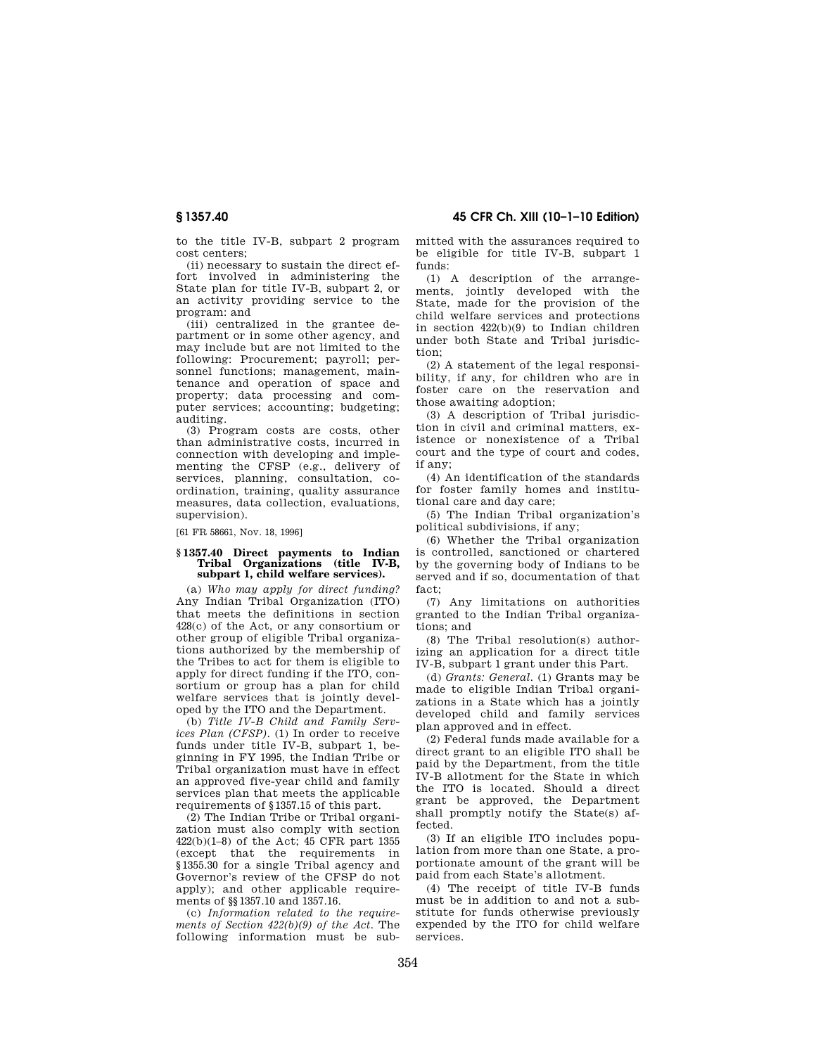to the title IV-B, subpart 2 program cost centers;

(ii) necessary to sustain the direct effort involved in administering the State plan for title IV-B, subpart 2, or an activity providing service to the program: and

(iii) centralized in the grantee department or in some other agency, and may include but are not limited to the following: Procurement; payroll; personnel functions; management, maintenance and operation of space and property; data processing and computer services; accounting; budgeting; auditing.

(3) Program costs are costs, other than administrative costs, incurred in connection with developing and implementing the CFSP (e.g., delivery of services, planning, consultation, coordination, training, quality assurance measures, data collection, evaluations, supervision).

[61 FR 58661, Nov. 18, 1996]

### § 1357.40 Direct payments to Indian Tribal Organizations (title IV-B, subpart 1, child welfare services).

(a) *Who may apply for direct funding?* Any Indian Tribal Organization (ITO) that meets the definitions in section 428(c) of the Act, or any consortium or other group of eligible Tribal organizations authorized by the membership of the Tribes to act for them is eligible to apply for direct funding if the ITO, consortium or group has a plan for child welfare services that is jointly developed by the ITO and the Department.

(b) *Title IV-B Child and Family Services Plan (CFSP).* (1) In order to receive funds under title IV-B, subpart 1, beginning in FY 1995, the Indian Tribe or Tribal organization must have in effect an approved five-year child and family services plan that meets the applicable requirements of § 1357.15 of this part.

(2) The Indian Tribe or Tribal organization must also comply with section 422(b)(1–8) of the Act; 45 CFR part 1355 (except that the requirements in § 1355.30 for a single Tribal agency and Governor's review of the CFSP do not apply); and other applicable requirements of §§ 1357.10 and 1357.16.

(c) *Information related to the requirements of Section 422(b)(9) of the Act.* The following information must be submitted with the assurances required to be eligible for title IV-B, subpart 1 funds:

(1) A description of the arrangements, jointly developed with the State, made for the provision of the child welfare services and protections in section 422(b)(9) to Indian children under both State and Tribal jurisdiction;

(2) A statement of the legal responsibility, if any, for children who are in foster care on the reservation and those awaiting adoption;

(3) A description of Tribal jurisdiction in civil and criminal matters, existence or nonexistence of a Tribal court and the type of court and codes, if any;

(4) An identification of the standards for foster family homes and institutional care and day care;

(5) The Indian Tribal organization's political subdivisions, if any;

(6) Whether the Tribal organization is controlled, sanctioned or chartered by the governing body of Indians to be served and if so, documentation of that fact;

(7) Any limitations on authorities granted to the Indian Tribal organizations; and

(8) The Tribal resolution(s) authorizing an application for a direct title IV-B, subpart 1 grant under this Part.

(d) *Grants: General.* (1) Grants may be made to eligible Indian Tribal organizations in a State which has a jointly developed child and family services plan approved and in effect.

(2) Federal funds made available for a direct grant to an eligible ITO shall be paid by the Department, from the title IV-B allotment for the State in which the ITO is located. Should a direct grant be approved, the Department shall promptly notify the State(s) affected.

(3) If an eligible ITO includes population from more than one State, a proportionate amount of the grant will be paid from each State's allotment.

(4) The receipt of title IV-B funds must be in addition to and not a substitute for funds otherwise previously expended by the ITO for child welfare services.